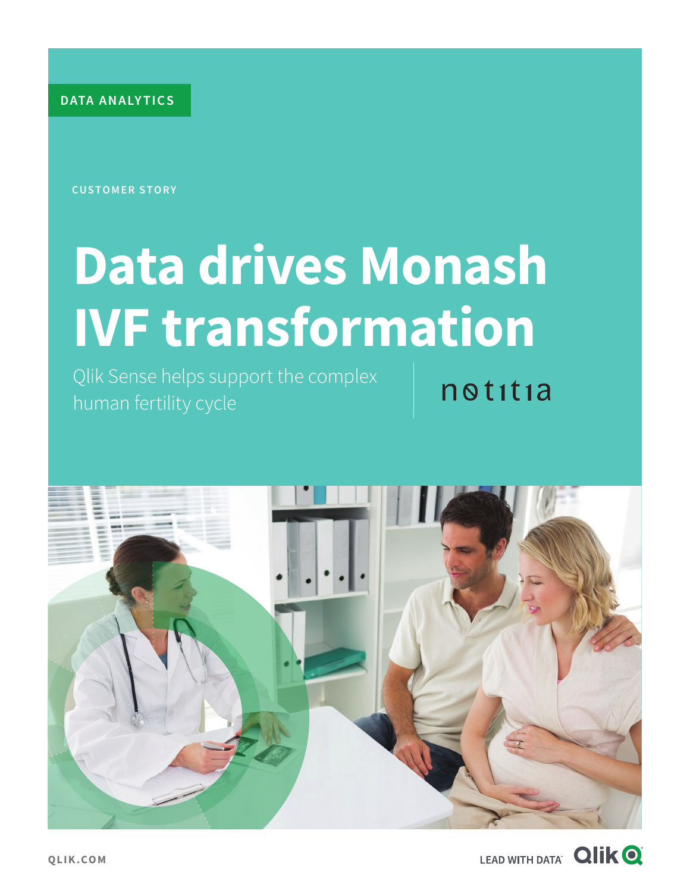DATA ANALYTICS

CUSTOMER STORY

# Data drives Monash IVF transformation

Qlik Sense helps support the complex human fertility cycle

notitia

QLIK.COM

LEAD WITH DATA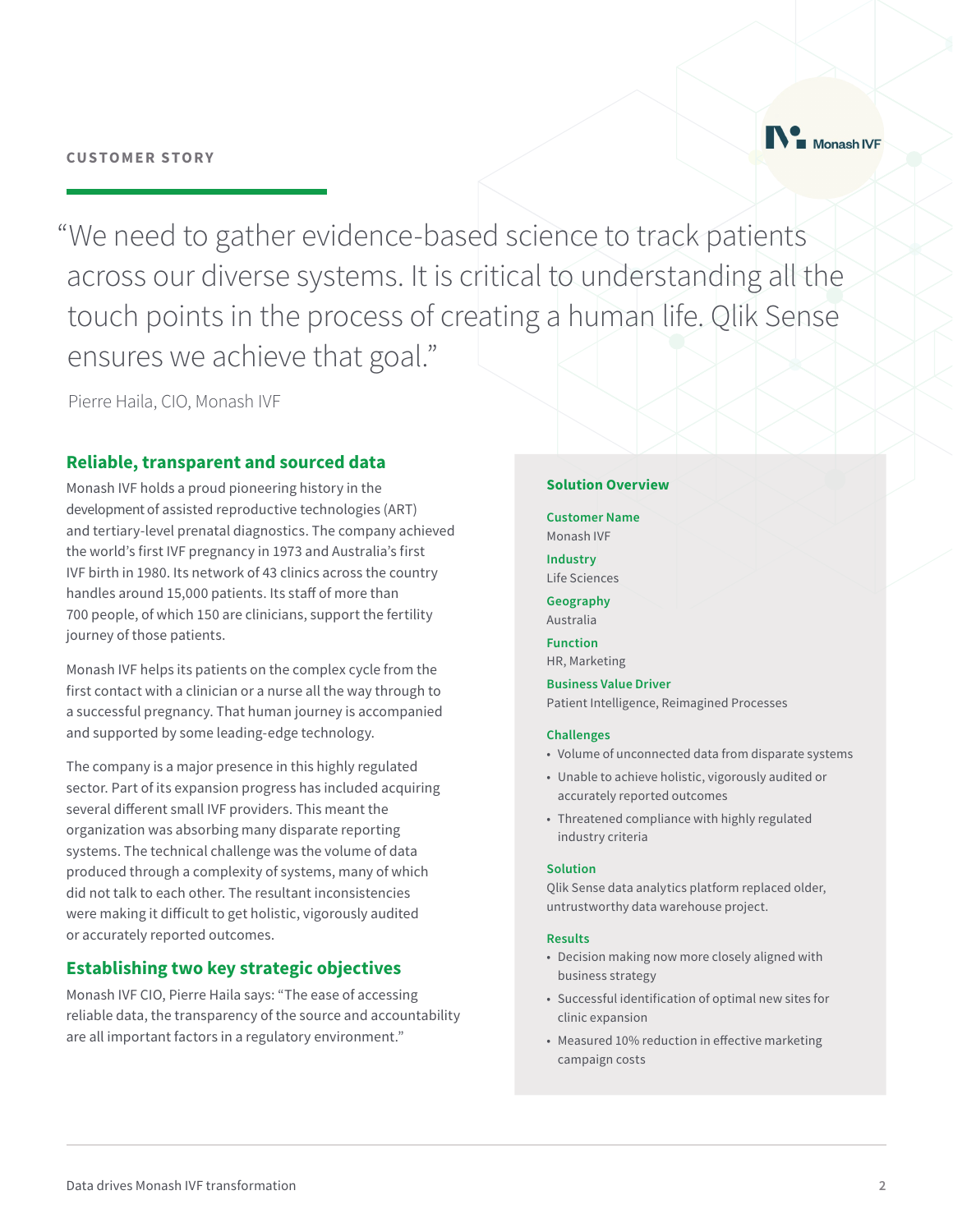CUSTOMER STORY

> "We need to gather evidence-based science to track patients across our diverse systems. It is critical to understanding all the touch points in the process of creating a human life. Qlik Sense ensures we achieve that goal."

Pierre Haila, CIO, Monash IVF

## Reliable, transparent and sourced data

Monash IVF holds a proud pioneering history in the development of assisted reproductive technologies (ART) and tertiary-level prenatal diagnostics. The company achieved the world's first IVF pregnancy in 1973 and Australia's first IVF birth in 1980. Its network of 43 clinics across the country handles around 15,000 patients. Its staff of more than 700 people, of which 150 are clinicians, support the fertility journey of those patients.

Monash IVF helps its patients on the complex cycle from the first contact with a clinician or a nurse all the way through to a successful pregnancy. That human journey is accompanied and supported by some leading-edge technology.

The company is a major presence in this highly regulated sector. Part of its expansion progress has included acquiring several different small IVF providers. This meant the organization was absorbing many disparate reporting systems. The technical challenge was the volume of data produced through a complexity of systems, many of which did not talk to each other. The resultant inconsistencies were making it difficult to get holistic, vigorously audited or accurately reported outcomes.

## Establishing two key strategic objectives

Monash IVF CIO, Pierre Haila says: "The ease of accessing reliable data, the transparency of the source and accountability are all important factors in a regulatory environment."

### Solution Overview

**Customer Name**
Monash IVF

**Industry**
Life Sciences

**Geography**
Australia

**Function**
HR, Marketing

**Business Value Driver**
Patient Intelligence, Reimagined Processes

**Challenges**

- Volume of unconnected data from disparate systems
- Unable to achieve holistic, vigorously audited or accurately reported outcomes
- Threatened compliance with highly regulated industry criteria

**Solution**
Qlik Sense data analytics platform replaced older, untrustworthy data warehouse project.

**Results**

- Decision making now more closely aligned with business strategy
- Successful identification of optimal new sites for clinic expansion
- Measured 10% reduction in effective marketing campaign costs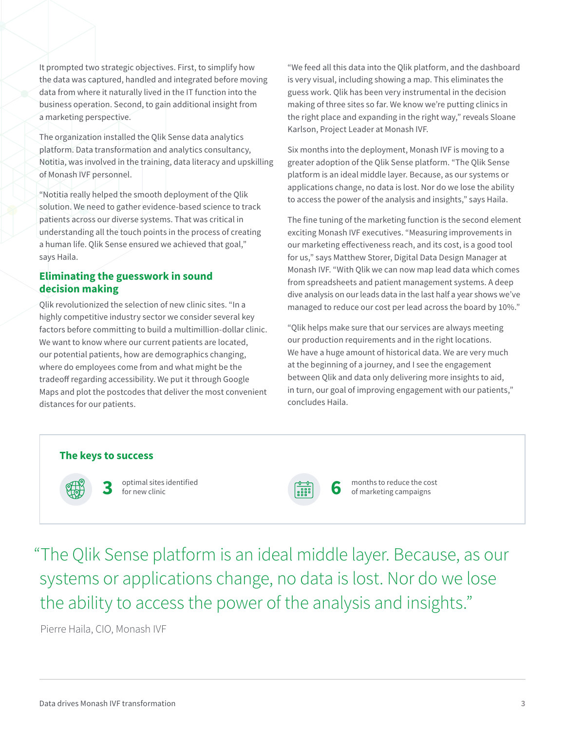It prompted two strategic objectives. First, to simplify how the data was captured, handled and integrated before moving data from where it naturally lived in the IT function into the business operation. Second, to gain additional insight from a marketing perspective.

The organization installed the Qlik Sense data analytics platform. Data transformation and analytics consultancy, Notitia, was involved in the training, data literacy and upskilling of Monash IVF personnel.

"Notitia really helped the smooth deployment of the Qlik solution. We need to gather evidence-based science to track patients across our diverse systems. That was critical in understanding all the touch points in the process of creating a human life. Qlik Sense ensured we achieved that goal," says Haila.

## Eliminating the guesswork in sound decision making

Qlik revolutionized the selection of new clinic sites. "In a highly competitive industry sector we consider several key factors before committing to build a multimillion-dollar clinic. We want to know where our current patients are located, our potential patients, how are demographics changing, where do employees come from and what might be the tradeoff regarding accessibility. We put it through Google Maps and plot the postcodes that deliver the most convenient distances for our patients.

"We feed all this data into the Qlik platform, and the dashboard is very visual, including showing a map. This eliminates the guess work. Qlik has been very instrumental in the decision making of three sites so far. We know we're putting clinics in the right place and expanding in the right way," reveals Sloane Karlson, Project Leader at Monash IVF.

Six months into the deployment, Monash IVF is moving to a greater adoption of the Qlik Sense platform. "The Qlik Sense platform is an ideal middle layer. Because, as our systems or applications change, no data is lost. Nor do we lose the ability to access the power of the analysis and insights," says Haila.

The fine tuning of the marketing function is the second element exciting Monash IVF executives. "Measuring improvements in our marketing effectiveness reach, and its cost, is a good tool for us," says Matthew Storer, Digital Data Design Manager at Monash IVF. "With Qlik we can now map lead data which comes from spreadsheets and patient management systems. A deep dive analysis on our leads data in the last half a year shows we've managed to reduce our cost per lead across the board by 10%."

"Qlik helps make sure that our services are always meeting our production requirements and in the right locations. We have a huge amount of historical data. We are very much at the beginning of a journey, and I see the engagement between Qlik and data only delivering more insights to aid, in turn, our goal of improving engagement with our patients," concludes Haila.

### The keys to success

**3** optimal sites identified for new clinic

**6** months to reduce the cost of marketing campaigns

> "The Qlik Sense platform is an ideal middle layer. Because, as our systems or applications change, no data is lost. Nor do we lose the ability to access the power of the analysis and insights."
>
> Pierre Haila, CIO, Monash IVF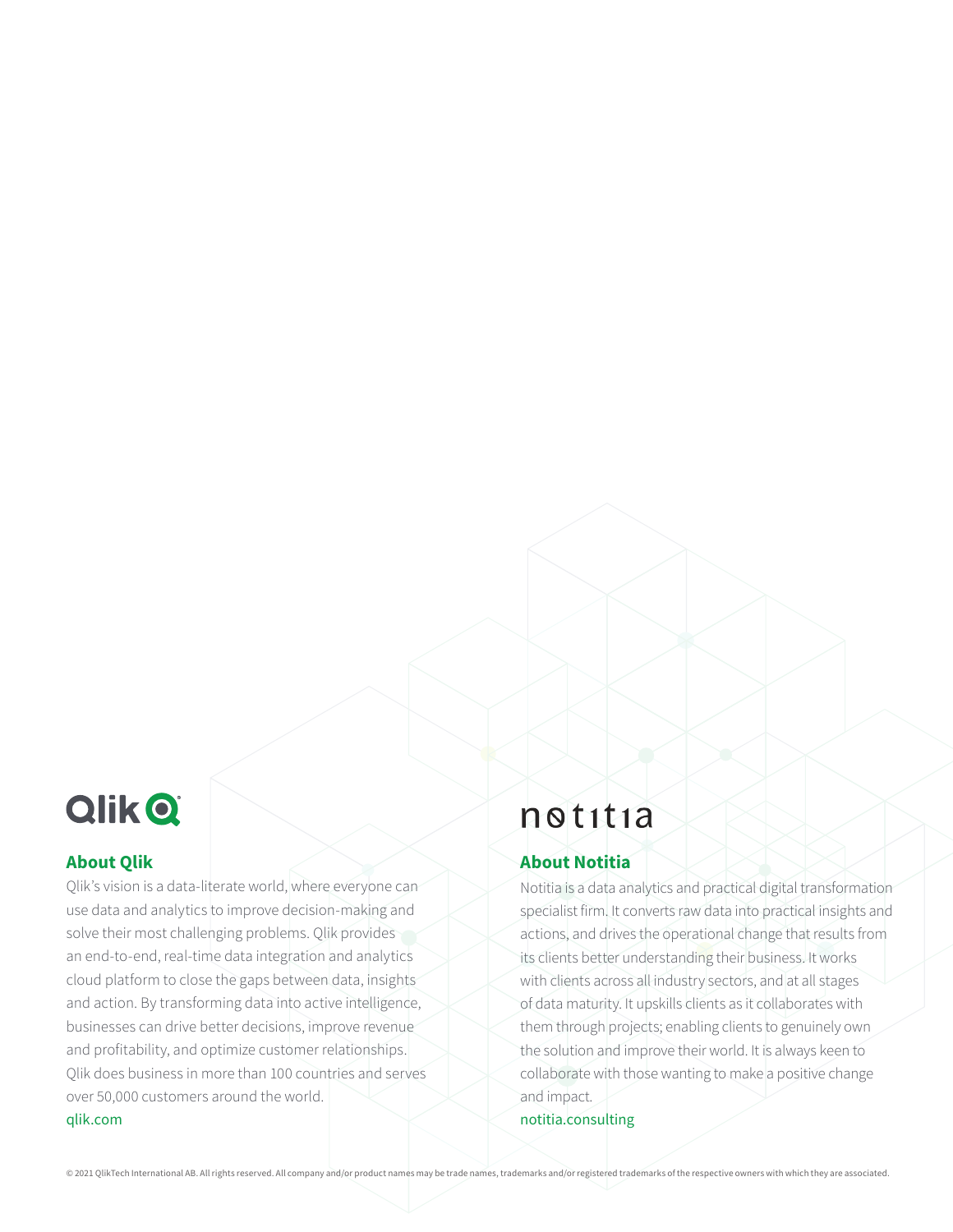Qlik

## About Qlik

Qlik's vision is a data-literate world, where everyone can use data and analytics to improve decision-making and solve their most challenging problems. Qlik provides an end-to-end, real-time data integration and analytics cloud platform to close the gaps between data, insights and action. By transforming data into active intelligence, businesses can drive better decisions, improve revenue and profitability, and optimize customer relationships. Qlik does business in more than 100 countries and serves over 50,000 customers around the world.

qlik.com

notitia

## About Notitia

Notitia is a data analytics and practical digital transformation specialist firm. It converts raw data into practical insights and actions, and drives the operational change that results from its clients better understanding their business. It works with clients across all industry sectors, and at all stages of data maturity. It upskills clients as it collaborates with them through projects; enabling clients to genuinely own the solution and improve their world. It is always keen to collaborate with those wanting to make a positive change and impact.

notitia.consulting

© 2021 QlikTech International AB. All rights reserved. All company and/or product names may be trade names, trademarks and/or registered trademarks of the respective owners with which they are associated.